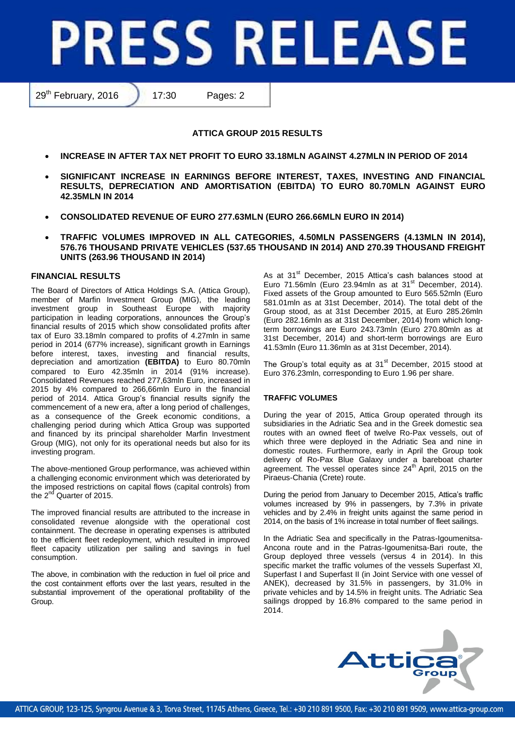# PRESS RELEASE

29th February, 2016 | 17:30 | Pages: 2

## ATTICA GROUP 2015 RESULTS

- **INCREASE IN AFTER TAX NET PROFIT TO EURO 33.18MLN AGAINST 4.27MLN IN PERIOD OF 2014**
- **SIGNIFICANT INCREASE IN EARNINGS BEFORE INTEREST, TAXES, INVESTING AND FINANCIAL RESULTS, DEPRECIATION AND AMORTISATION (EBITDA) TO EURO 80.70MLN AGAINST EURO 42.35MLN IN 2014**
- **CONSOLIDATED REVENUE OF EURO 277.63MLN (EURO 266.66MLN EURO IN 2014)**
- **TRAFFIC VOLUMES IMPROVED IN ALL CATEGORIES, 4.50MLN PASSENGERS (4.13MLN IN 2014), 576.76 THOUSAND PRIVATE VEHICLES (537.65 THOUSAND IN 2014) AND 270.39 THOUSAND FREIGHT UNITS (263.96 THOUSAND IN 2014)**

### FINANCIAL RESULTS

The Board of Directors of Attica Holdings S.A. (Attica Group), member of Marfin Investment Group (MIG), the leading investment group in Southeast Europe with majority participation in leading corporations, announces the Group's financial results of 2015 which show consolidated profits after tax of Euro 33.18mln compared to profits of 4.27mln in same period in 2014 (677% increase), significant growth in Earnings before interest, taxes, investing and financial results, depreciation and amortization **(EBITDA)** to Euro 80.70mln compared to Euro 42.35mln in 2014 (91% increase). Consolidated Revenues reached 277,63mln Euro, increased in 2015 by 4% compared to 266,66mln Euro in the financial period of 2014. Attica Group's financial results signify the commencement of a new era, after a long period of challenges, as a consequence of the Greek economic conditions, a challenging period during which Attica Group was supported and financed by its principal shareholder Marfin Investment Group (MIG), not only for its operational needs but also for its investing program.

The above-mentioned Group performance, was achieved within a challenging economic environment which was deteriorated by the imposed restrictions on capital flows (capital controls) from the 2nd Quarter of 2015.

The improved financial results are attributed to the increase in consolidated revenue alongside with the operational cost containment. The decrease in operating expenses is attributed to the efficient fleet redeployment, which resulted in improved fleet capacity utilization per sailing and savings in fuel consumption.

The above, in combination with the reduction in fuel oil price and the cost containment efforts over the last years, resulted in the substantial improvement of the operational profitability of the Group.

As at 31st December, 2015 Attica's cash balances stood at Euro 71.56mln (Euro 23.94mln as at 31st December, 2014). Fixed assets of the Group amounted to Euro 565.52mln (Euro 581.01mln as at 31st December, 2014). The total debt of the Group stood, as at 31st December 2015, at Euro 285.26mln (Euro 282.16mln as at 31st December, 2014) from which long-term borrowings are Euro 243.73mln (Euro 270.80mln as at 31st December, 2014) and short-term borrowings are Euro 41.53mln (Euro 11.36mln as at 31st December, 2014).

The Group's total equity as at 31st December, 2015 stood at Euro 376.23mln, corresponding to Euro 1.96 per share.

### TRAFFIC VOLUMES

During the year of 2015, Attica Group operated through its subsidiaries in the Adriatic Sea and in the Greek domestic sea routes with an owned fleet of twelve Ro-Pax vessels, out of which three were deployed in the Adriatic Sea and nine in domestic routes. Furthermore, early in April the Group took delivery of Ro-Pax Blue Galaxy under a bareboat charter agreement. The vessel operates since 24th April, 2015 on the Piraeus-Chania (Crete) route.

During the period from January to December 2015, Attica's traffic volumes increased by 9% in passengers, by 7.3% in private vehicles and by 2.4% in freight units against the same period in 2014, on the basis of 1% increase in total number of fleet sailings.

In the Adriatic Sea and specifically in the Patras-Igoumenitsa-Ancona route and in the Patras-Igoumenitsa-Bari route, the Group deployed three vessels (versus 4 in 2014). In this specific market the traffic volumes of the vessels Superfast XI, Superfast I and Superfast II (in Joint Service with one vessel of ANEK), decreased by 31.5% in passengers, by 31.0% in private vehicles and by 14.5% in freight units. The Adriatic Sea sailings dropped by 16.8% compared to the same period in 2014.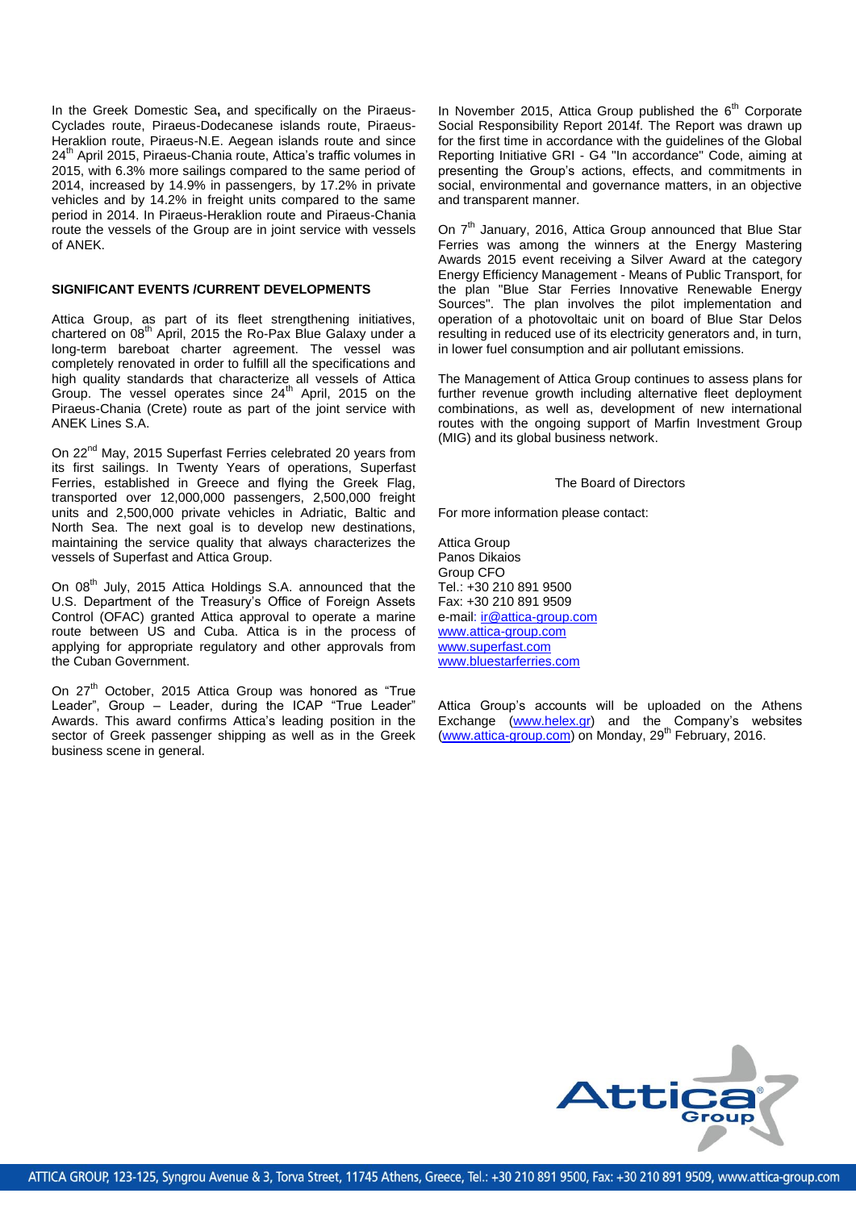In the Greek Domestic Sea**,** and specifically on the Piraeus-Cyclades route, Piraeus-Dodecanese islands route, Piraeus-Heraklion route, Piraeus-N.E. Aegean islands route and since 24th April 2015, Piraeus-Chania route, Attica's traffic volumes in 2015, with 6.3% more sailings compared to the same period of 2014, increased by 14.9% in passengers, by 17.2% in private vehicles and by 14.2% in freight units compared to the same period in 2014. In Piraeus-Heraklion route and Piraeus-Chania route the vessels of the Group are in joint service with vessels of ANEK.

**SIGNIFICANT EVENTS /CURRENT DEVELOPMENTS**

Attica Group, as part of its fleet strengthening initiatives, chartered on 08th April, 2015 the Ro-Pax Blue Galaxy under a long-term bareboat charter agreement. The vessel was completely renovated in order to fulfill all the specifications and high quality standards that characterize all vessels of Attica Group. The vessel operates since 24th April, 2015 on the Piraeus-Chania (Crete) route as part of the joint service with ANEK Lines S.A.

On 22nd May, 2015 Superfast Ferries celebrated 20 years from its first sailings. In Twenty Years of operations, Superfast Ferries, established in Greece and flying the Greek Flag, transported over 12,000,000 passengers, 2,500,000 freight units and 2,500,000 private vehicles in Adriatic, Baltic and North Sea. The next goal is to develop new destinations, maintaining the service quality that always characterizes the vessels of Superfast and Attica Group.

On 08th July, 2015 Attica Holdings S.A. announced that the U.S. Department of the Treasury's Office of Foreign Assets Control (OFAC) granted Attica approval to operate a marine route between US and Cuba. Attica is in the process of applying for appropriate regulatory and other approvals from the Cuban Government.

On 27th October, 2015 Attica Group was honored as "True Leader", Group – Leader, during the ICAP "True Leader" Awards. This award confirms Attica's leading position in the sector of Greek passenger shipping as well as in the Greek business scene in general.

In November 2015, Attica Group published the 6th Corporate Social Responsibility Report 2014f. The Report was drawn up for the first time in accordance with the guidelines of the Global Reporting Initiative GRI - G4 "In accordance" Code, aiming at presenting the Group's actions, effects, and commitments in social, environmental and governance matters, in an objective and transparent manner.

On 7th January, 2016, Attica Group announced that Blue Star Ferries was among the winners at the Energy Mastering Awards 2015 event receiving a Silver Award at the category Energy Efficiency Management - Means of Public Transport, for the plan "Blue Star Ferries Innovative Renewable Energy Sources". The plan involves the pilot implementation and operation of a photovoltaic unit on board of Blue Star Delos resulting in reduced use of its electricity generators and, in turn, in lower fuel consumption and air pollutant emissions.

The Management of Attica Group continues to assess plans for further revenue growth including alternative fleet deployment combinations, as well as, development of new international routes with the ongoing support of Marfin Investment Group (MIG) and its global business network.

The Board of Directors

For more information please contact:

Attica Group
Panos Dikaios
Group CFO
Tel.: +30 210 891 9500
Fax: +30 210 891 9509
e-mail: ir@attica-group.com
www.attica-group.com
www.superfast.com
www.bluestarferries.com

Attica Group's accounts will be uploaded on the Athens Exchange (www.helex.gr) and the Company's websites (www.attica-group.com) on Monday, 29th February, 2016.